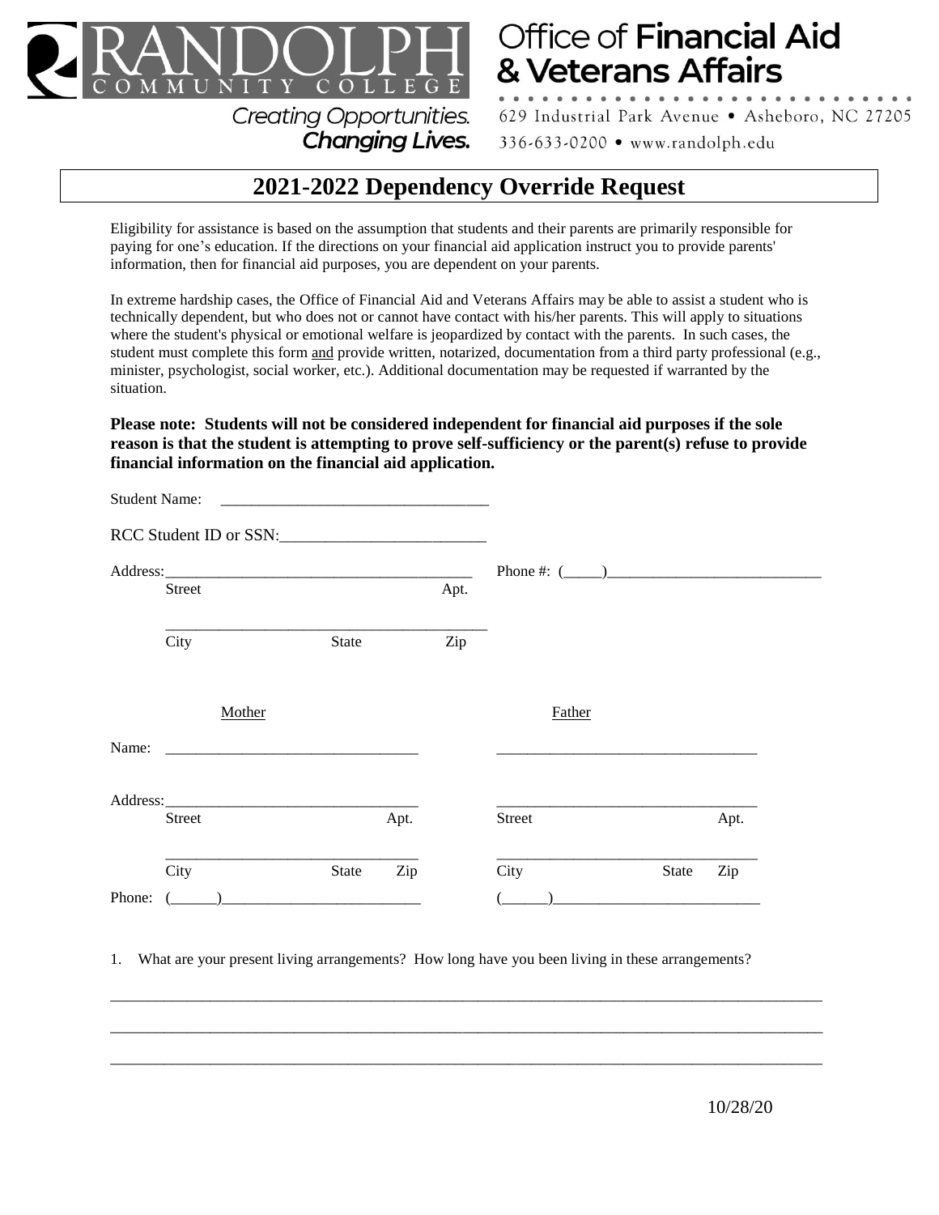RANDOLPH COMMUNITY COLLEGE

*Creating Opportunities.*
***Changing Lives.***

Office of **Financial Aid & Veterans Affairs**

629 Industrial Park Avenue • Asheboro, NC 27205
336-633-0200 • www.randolph.edu

# 2021-2022 Dependency Override Request

Eligibility for assistance is based on the assumption that students and their parents are primarily responsible for paying for one's education. If the directions on your financial aid application instruct you to provide parents' information, then for financial aid purposes, you are dependent on your parents.

In extreme hardship cases, the Office of Financial Aid and Veterans Affairs may be able to assist a student who is technically dependent, but who does not or cannot have contact with his/her parents. This will apply to situations where the student's physical or emotional welfare is jeopardized by contact with the parents. In such cases, the student must complete this form and provide written, notarized, documentation from a third party professional (e.g., minister, psychologist, social worker, etc.). Additional documentation may be requested if warranted by the situation.

**Please note: Students will not be considered independent for financial aid purposes if the sole reason is that the student is attempting to prove self-sufficiency or the parent(s) refuse to provide financial information on the financial aid application.**

Student Name: ________________________________

RCC Student ID or SSN:________________________

Address:________________________________________ Phone #: (_____)___________________________
Street Apt.

________________________________________
City State Zip

| | Mother | Father |
|---|---|---|
| Name: | ________________________________ | ________________________________ |
| Address: | ________________________________<br>Street Apt. | ________________________________<br>Street Apt. |
| | ________________________________<br>City State Zip | ________________________________<br>City State Zip |
| Phone: | (______)__________________________ | (______)__________________________ |

1. What are your present living arrangements? How long have you been living in these arrangements?

_____________________________________________________________________________________

_____________________________________________________________________________________

_____________________________________________________________________________________

10/28/20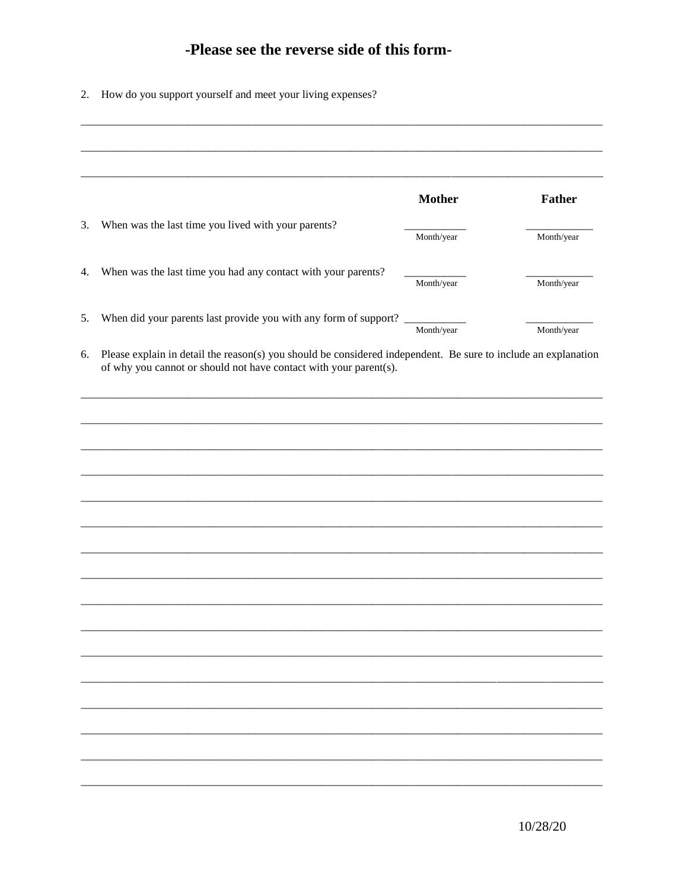**-Please see the reverse side of this form-**

2. How do you support yourself and meet your living expenses?

\_\_\_\_\_\_\_\_\_\_\_\_\_\_\_\_\_\_\_\_\_\_\_\_\_\_\_\_\_\_\_\_\_\_\_\_\_\_\_\_\_\_\_\_\_\_\_\_\_\_\_\_\_\_\_\_\_\_\_\_\_\_\_\_\_\_\_\_\_\_\_\_\_\_\_\_\_\_

\_\_\_\_\_\_\_\_\_\_\_\_\_\_\_\_\_\_\_\_\_\_\_\_\_\_\_\_\_\_\_\_\_\_\_\_\_\_\_\_\_\_\_\_\_\_\_\_\_\_\_\_\_\_\_\_\_\_\_\_\_\_\_\_\_\_\_\_\_\_\_\_\_\_\_\_\_\_

\_\_\_\_\_\_\_\_\_\_\_\_\_\_\_\_\_\_\_\_\_\_\_\_\_\_\_\_\_\_\_\_\_\_\_\_\_\_\_\_\_\_\_\_\_\_\_\_\_\_\_\_\_\_\_\_\_\_\_\_\_\_\_\_\_\_\_\_\_\_\_\_\_\_\_\_\_\_

| | **Mother** | **Father** |
|---|---|---|
| 3. When was the last time you lived with your parents? | \_\_\_\_\_\_\_\_\_\_ Month/year | \_\_\_\_\_\_\_\_\_\_ Month/year |
| 4. When was the last time you had any contact with your parents? | \_\_\_\_\_\_\_\_\_\_ Month/year | \_\_\_\_\_\_\_\_\_\_ Month/year |
| 5. When did your parents last provide you with any form of support? | \_\_\_\_\_\_\_\_\_\_ Month/year | \_\_\_\_\_\_\_\_\_\_ Month/year |

6. Please explain in detail the reason(s) you should be considered independent. Be sure to include an explanation of why you cannot or should not have contact with your parent(s).

\_\_\_\_\_\_\_\_\_\_\_\_\_\_\_\_\_\_\_\_\_\_\_\_\_\_\_\_\_\_\_\_\_\_\_\_\_\_\_\_\_\_\_\_\_\_\_\_\_\_\_\_\_\_\_\_\_\_\_\_\_\_\_\_\_\_\_\_\_\_\_\_\_\_\_\_\_\_

\_\_\_\_\_\_\_\_\_\_\_\_\_\_\_\_\_\_\_\_\_\_\_\_\_\_\_\_\_\_\_\_\_\_\_\_\_\_\_\_\_\_\_\_\_\_\_\_\_\_\_\_\_\_\_\_\_\_\_\_\_\_\_\_\_\_\_\_\_\_\_\_\_\_\_\_\_\_

\_\_\_\_\_\_\_\_\_\_\_\_\_\_\_\_\_\_\_\_\_\_\_\_\_\_\_\_\_\_\_\_\_\_\_\_\_\_\_\_\_\_\_\_\_\_\_\_\_\_\_\_\_\_\_\_\_\_\_\_\_\_\_\_\_\_\_\_\_\_\_\_\_\_\_\_\_\_

\_\_\_\_\_\_\_\_\_\_\_\_\_\_\_\_\_\_\_\_\_\_\_\_\_\_\_\_\_\_\_\_\_\_\_\_\_\_\_\_\_\_\_\_\_\_\_\_\_\_\_\_\_\_\_\_\_\_\_\_\_\_\_\_\_\_\_\_\_\_\_\_\_\_\_\_\_\_

\_\_\_\_\_\_\_\_\_\_\_\_\_\_\_\_\_\_\_\_\_\_\_\_\_\_\_\_\_\_\_\_\_\_\_\_\_\_\_\_\_\_\_\_\_\_\_\_\_\_\_\_\_\_\_\_\_\_\_\_\_\_\_\_\_\_\_\_\_\_\_\_\_\_\_\_\_\_

\_\_\_\_\_\_\_\_\_\_\_\_\_\_\_\_\_\_\_\_\_\_\_\_\_\_\_\_\_\_\_\_\_\_\_\_\_\_\_\_\_\_\_\_\_\_\_\_\_\_\_\_\_\_\_\_\_\_\_\_\_\_\_\_\_\_\_\_\_\_\_\_\_\_\_\_\_\_

\_\_\_\_\_\_\_\_\_\_\_\_\_\_\_\_\_\_\_\_\_\_\_\_\_\_\_\_\_\_\_\_\_\_\_\_\_\_\_\_\_\_\_\_\_\_\_\_\_\_\_\_\_\_\_\_\_\_\_\_\_\_\_\_\_\_\_\_\_\_\_\_\_\_\_\_\_\_

\_\_\_\_\_\_\_\_\_\_\_\_\_\_\_\_\_\_\_\_\_\_\_\_\_\_\_\_\_\_\_\_\_\_\_\_\_\_\_\_\_\_\_\_\_\_\_\_\_\_\_\_\_\_\_\_\_\_\_\_\_\_\_\_\_\_\_\_\_\_\_\_\_\_\_\_\_\_

\_\_\_\_\_\_\_\_\_\_\_\_\_\_\_\_\_\_\_\_\_\_\_\_\_\_\_\_\_\_\_\_\_\_\_\_\_\_\_\_\_\_\_\_\_\_\_\_\_\_\_\_\_\_\_\_\_\_\_\_\_\_\_\_\_\_\_\_\_\_\_\_\_\_\_\_\_\_

\_\_\_\_\_\_\_\_\_\_\_\_\_\_\_\_\_\_\_\_\_\_\_\_\_\_\_\_\_\_\_\_\_\_\_\_\_\_\_\_\_\_\_\_\_\_\_\_\_\_\_\_\_\_\_\_\_\_\_\_\_\_\_\_\_\_\_\_\_\_\_\_\_\_\_\_\_\_

\_\_\_\_\_\_\_\_\_\_\_\_\_\_\_\_\_\_\_\_\_\_\_\_\_\_\_\_\_\_\_\_\_\_\_\_\_\_\_\_\_\_\_\_\_\_\_\_\_\_\_\_\_\_\_\_\_\_\_\_\_\_\_\_\_\_\_\_\_\_\_\_\_\_\_\_\_\_

\_\_\_\_\_\_\_\_\_\_\_\_\_\_\_\_\_\_\_\_\_\_\_\_\_\_\_\_\_\_\_\_\_\_\_\_\_\_\_\_\_\_\_\_\_\_\_\_\_\_\_\_\_\_\_\_\_\_\_\_\_\_\_\_\_\_\_\_\_\_\_\_\_\_\_\_\_\_

\_\_\_\_\_\_\_\_\_\_\_\_\_\_\_\_\_\_\_\_\_\_\_\_\_\_\_\_\_\_\_\_\_\_\_\_\_\_\_\_\_\_\_\_\_\_\_\_\_\_\_\_\_\_\_\_\_\_\_\_\_\_\_\_\_\_\_\_\_\_\_\_\_\_\_\_\_\_

\_\_\_\_\_\_\_\_\_\_\_\_\_\_\_\_\_\_\_\_\_\_\_\_\_\_\_\_\_\_\_\_\_\_\_\_\_\_\_\_\_\_\_\_\_\_\_\_\_\_\_\_\_\_\_\_\_\_\_\_\_\_\_\_\_\_\_\_\_\_\_\_\_\_\_\_\_\_

\_\_\_\_\_\_\_\_\_\_\_\_\_\_\_\_\_\_\_\_\_\_\_\_\_\_\_\_\_\_\_\_\_\_\_\_\_\_\_\_\_\_\_\_\_\_\_\_\_\_\_\_\_\_\_\_\_\_\_\_\_\_\_\_\_\_\_\_\_\_\_\_\_\_\_\_\_\_

\_\_\_\_\_\_\_\_\_\_\_\_\_\_\_\_\_\_\_\_\_\_\_\_\_\_\_\_\_\_\_\_\_\_\_\_\_\_\_\_\_\_\_\_\_\_\_\_\_\_\_\_\_\_\_\_\_\_\_\_\_\_\_\_\_\_\_\_\_\_\_\_\_\_\_\_\_\_

10/28/20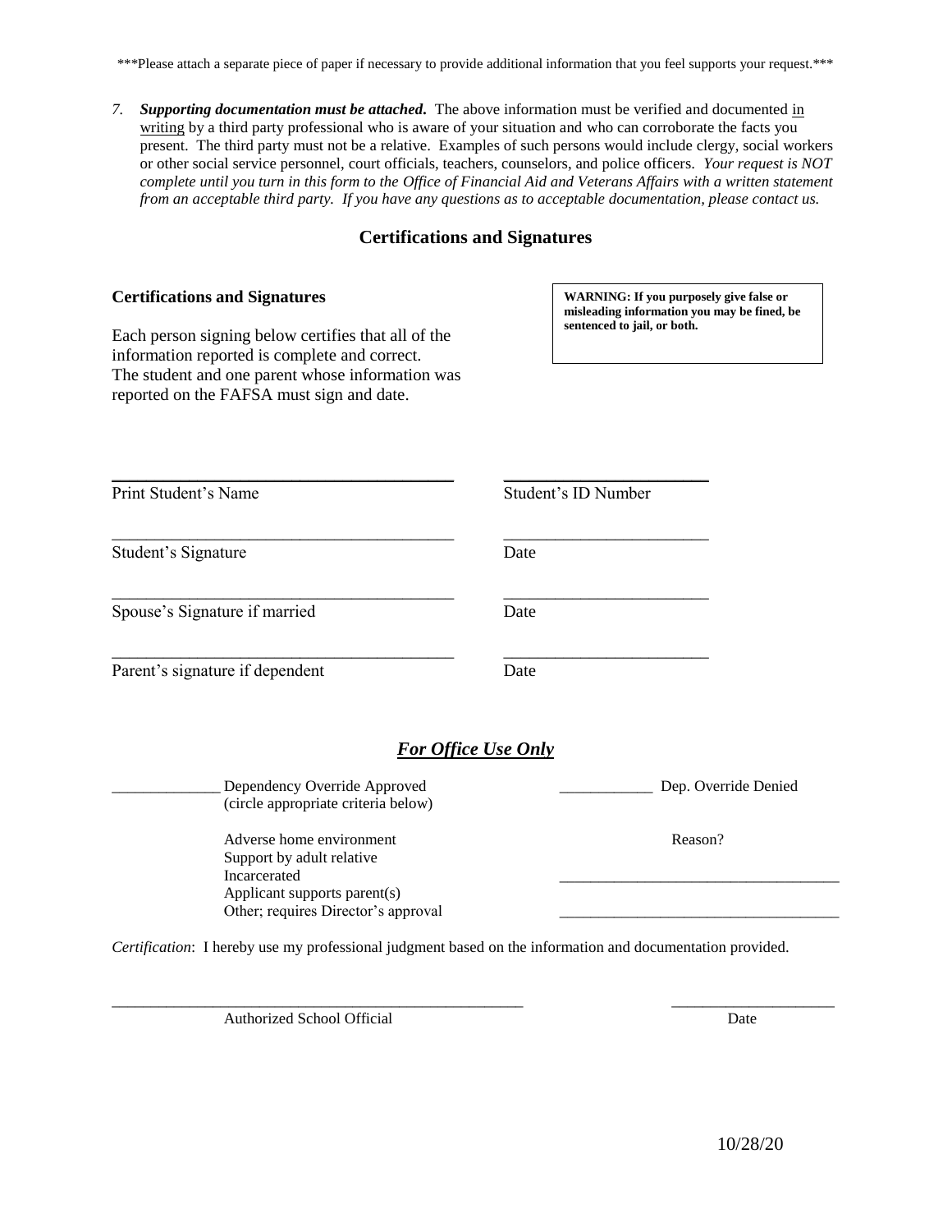***Please attach a separate piece of paper if necessary to provide additional information that you feel supports your request.***

7. ***Supporting documentation must be attached.*** The above information must be verified and documented in writing by a third party professional who is aware of your situation and who can corroborate the facts you present. The third party must not be a relative. Examples of such persons would include clergy, social workers or other social service personnel, court officials, teachers, counselors, and police officers. *Your request is NOT complete until you turn in this form to the Office of Financial Aid and Veterans Affairs with a written statement from an acceptable third party. If you have any questions as to acceptable documentation, please contact us.*

## Certifications and Signatures

### Certifications and Signatures

Each person signing below certifies that all of the information reported is complete and correct. The student and one parent whose information was reported on the FAFSA must sign and date.

**WARNING: If you purposely give false or misleading information you may be fined, be sentenced to jail, or both.**

______________________________ ______________________
Print Student's Name Student's ID Number

______________________________ ______________________
Student's Signature Date

______________________________ ______________________
Spouse's Signature if married Date

______________________________ ______________________
Parent's signature if dependent Date

## ***For Office Use Only***

_____________ Dependency Override Approved (circle appropriate criteria below)

_____________ Dep. Override Denied

Adverse home environment
Support by adult relative
Incarcerated
Applicant supports parent(s)
Other; requires Director's approval

Reason?

______________________________

______________________________

*Certification*: I hereby use my professional judgment based on the information and documentation provided.

______________________________ ______________________
Authorized School Official Date

10/28/20